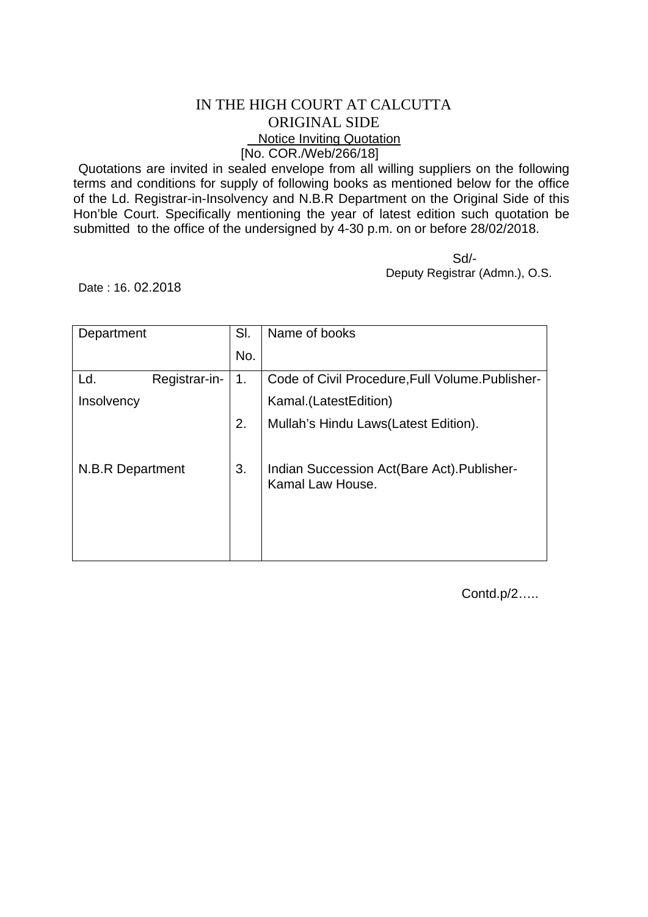# IN THE HIGH COURT AT CALCUTTA

## ORIGINAL SIDE

### Notice Inviting Quotation

[No. COR./Web/266/18]

Quotations are invited in sealed envelope from all willing suppliers on the following terms and conditions for supply of following books as mentioned below for the office of the Ld. Registrar-in-Insolvency and N.B.R Department on the Original Side of this Hon'ble Court. Specifically mentioning the year of latest edition such quotation be submitted to the office of the undersigned by 4-30 p.m. on or before 28/02/2018.

Sd/-
Deputy Registrar (Admn.), O.S.

Date : 16. 02.2018

| Department | Sl. No. | Name of books |
|---|---|---|
| Ld. Registrar-in-Insolvency | 1. | Code of Civil Procedure,Full Volume.Publisher-Kamal.(LatestEdition) |
| | 2. | Mullah's Hindu Laws(Latest Edition). |
| N.B.R Department | 3. | Indian Succession Act(Bare Act).Publisher-Kamal Law House. |

Contd.p/2…..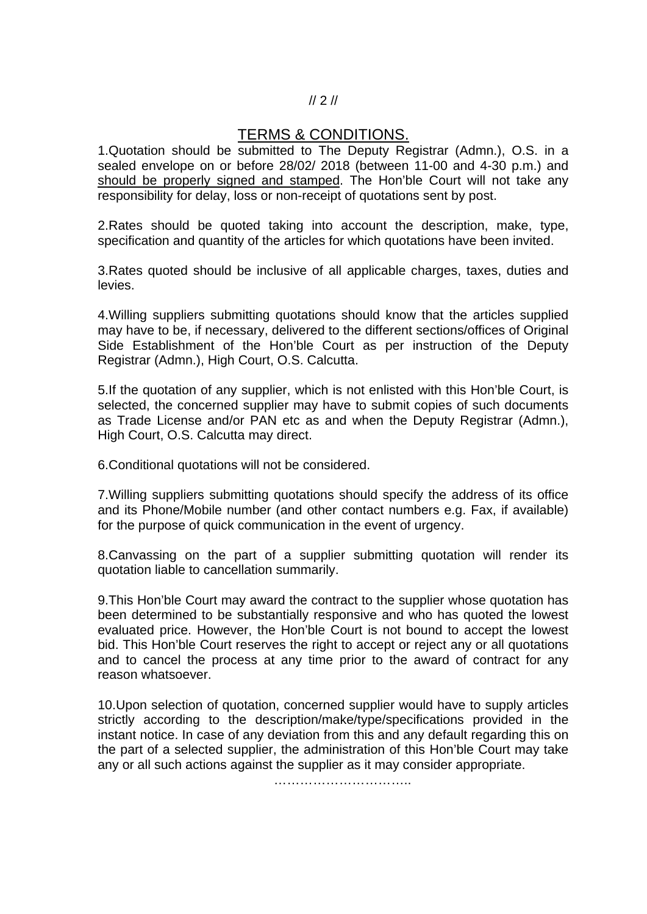## TERMS & CONDITIONS.

1.Quotation should be submitted to The Deputy Registrar (Admn.), O.S. in a sealed envelope on or before 28/02/ 2018 (between 11-00 and 4-30 p.m.) and should be properly signed and stamped. The Hon'ble Court will not take any responsibility for delay, loss or non-receipt of quotations sent by post.

2.Rates should be quoted taking into account the description, make, type, specification and quantity of the articles for which quotations have been invited.

3.Rates quoted should be inclusive of all applicable charges, taxes, duties and levies.

4.Willing suppliers submitting quotations should know that the articles supplied may have to be, if necessary, delivered to the different sections/offices of Original Side Establishment of the Hon'ble Court as per instruction of the Deputy Registrar (Admn.), High Court, O.S. Calcutta.

5.If the quotation of any supplier, which is not enlisted with this Hon'ble Court, is selected, the concerned supplier may have to submit copies of such documents as Trade License and/or PAN etc as and when the Deputy Registrar (Admn.), High Court, O.S. Calcutta may direct.

6.Conditional quotations will not be considered.

7.Willing suppliers submitting quotations should specify the address of its office and its Phone/Mobile number (and other contact numbers e.g. Fax, if available) for the purpose of quick communication in the event of urgency.

8.Canvassing on the part of a supplier submitting quotation will render its quotation liable to cancellation summarily.

9.This Hon'ble Court may award the contract to the supplier whose quotation has been determined to be substantially responsive and who has quoted the lowest evaluated price. However, the Hon'ble Court is not bound to accept the lowest bid. This Hon'ble Court reserves the right to accept or reject any or all quotations and to cancel the process at any time prior to the award of contract for any reason whatsoever.

10.Upon selection of quotation, concerned supplier would have to supply articles strictly according to the description/make/type/specifications provided in the instant notice. In case of any deviation from this and any default regarding this on the part of a selected supplier, the administration of this Hon'ble Court may take any or all such actions against the supplier as it may consider appropriate.

…………………………..